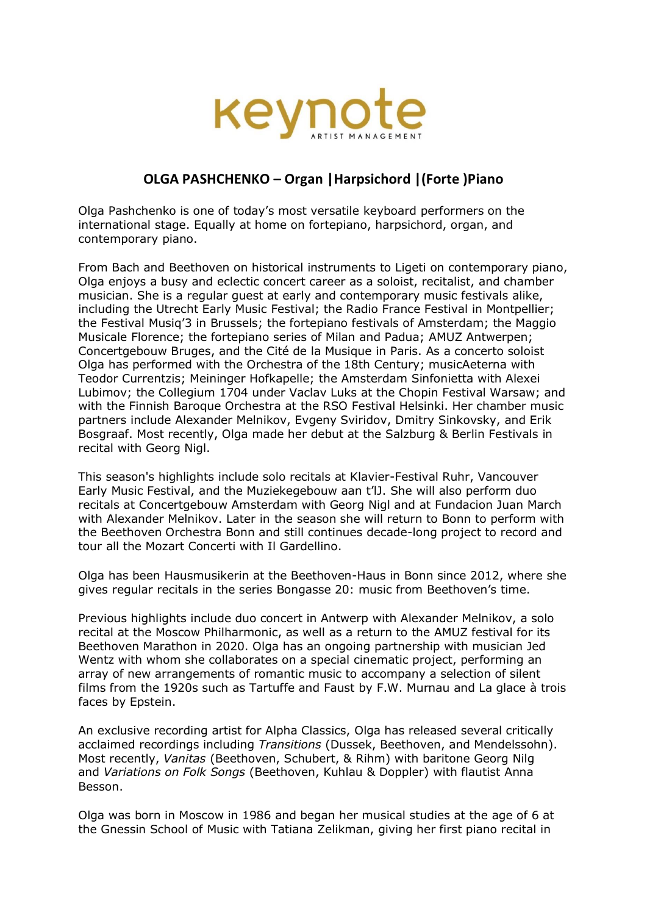keynote
ARTIST MANAGEMENT

## OLGA PASHCHENKO – Organ |Harpsichord |(Forte )Piano

Olga Pashchenko is one of today's most versatile keyboard performers on the international stage. Equally at home on fortepiano, harpsichord, organ, and contemporary piano.

From Bach and Beethoven on historical instruments to Ligeti on contemporary piano, Olga enjoys a busy and eclectic concert career as a soloist, recitalist, and chamber musician. She is a regular guest at early and contemporary music festivals alike, including the Utrecht Early Music Festival; the Radio France Festival in Montpellier; the Festival Musiq'3 in Brussels; the fortepiano festivals of Amsterdam; the Maggio Musicale Florence; the fortepiano series of Milan and Padua; AMUZ Antwerpen; Concertgebouw Bruges, and the Cité de la Musique in Paris. As a concerto soloist Olga has performed with the Orchestra of the 18th Century; musicAeterna with Teodor Currentzis; Meininger Hofkapelle; the Amsterdam Sinfonietta with Alexei Lubimov; the Collegium 1704 under Vaclav Luks at the Chopin Festival Warsaw; and with the Finnish Baroque Orchestra at the RSO Festival Helsinki. Her chamber music partners include Alexander Melnikov, Evgeny Sviridov, Dmitry Sinkovsky, and Erik Bosgraaf. Most recently, Olga made her debut at the Salzburg & Berlin Festivals in recital with Georg Nigl.

This season's highlights include solo recitals at Klavier-Festival Ruhr, Vancouver Early Music Festival, and the Muziekegebouw aan t'IJ. She will also perform duo recitals at Concertgebouw Amsterdam with Georg Nigl and at Fundacion Juan March with Alexander Melnikov. Later in the season she will return to Bonn to perform with the Beethoven Orchestra Bonn and still continues decade-long project to record and tour all the Mozart Concerti with Il Gardellino.

Olga has been Hausmusikerin at the Beethoven-Haus in Bonn since 2012, where she gives regular recitals in the series Bongasse 20: music from Beethoven's time.

Previous highlights include duo concert in Antwerp with Alexander Melnikov, a solo recital at the Moscow Philharmonic, as well as a return to the AMUZ festival for its Beethoven Marathon in 2020. Olga has an ongoing partnership with musician Jed Wentz with whom she collaborates on a special cinematic project, performing an array of new arrangements of romantic music to accompany a selection of silent films from the 1920s such as Tartuffe and Faust by F.W. Murnau and La glace à trois faces by Epstein.

An exclusive recording artist for Alpha Classics, Olga has released several critically acclaimed recordings including *Transitions* (Dussek, Beethoven, and Mendelssohn). Most recently, *Vanitas* (Beethoven, Schubert, & Rihm) with baritone Georg Nilg and *Variations on Folk Songs* (Beethoven, Kuhlau & Doppler) with flautist Anna Besson.

Olga was born in Moscow in 1986 and began her musical studies at the age of 6 at the Gnessin School of Music with Tatiana Zelikman, giving her first piano recital in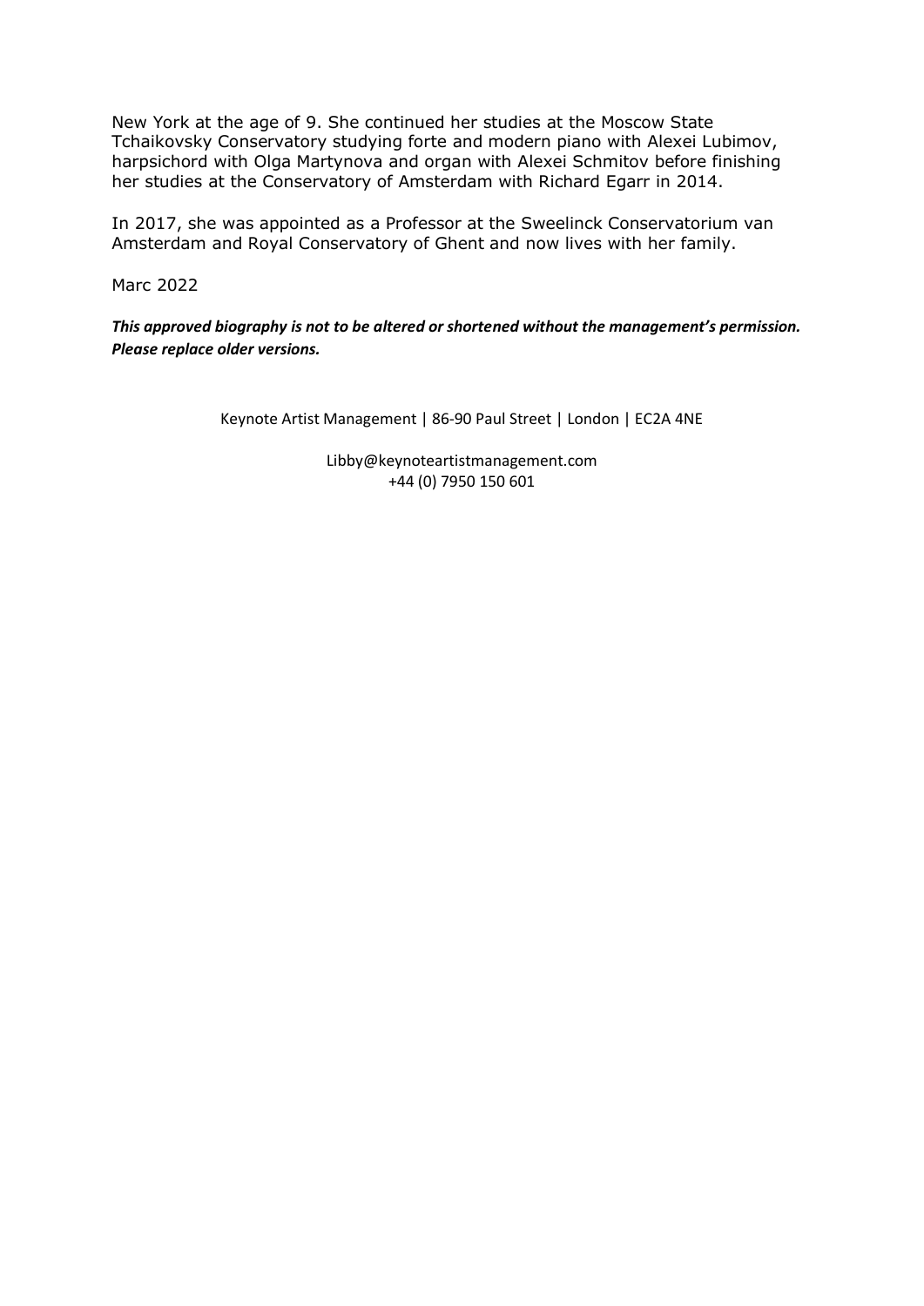New York at the age of 9. She continued her studies at the Moscow State Tchaikovsky Conservatory studying forte and modern piano with Alexei Lubimov, harpsichord with Olga Martynova and organ with Alexei Schmitov before finishing her studies at the Conservatory of Amsterdam with Richard Egarr in 2014.

In 2017, she was appointed as a Professor at the Sweelinck Conservatorium van Amsterdam and Royal Conservatory of Ghent and now lives with her family.

Marc 2022

***This approved biography is not to be altered or shortened without the management's permission. Please replace older versions.***

Keynote Artist Management | 86-90 Paul Street | London | EC2A 4NE

Libby@keynoteartistmanagement.com
+44 (0) 7950 150 601